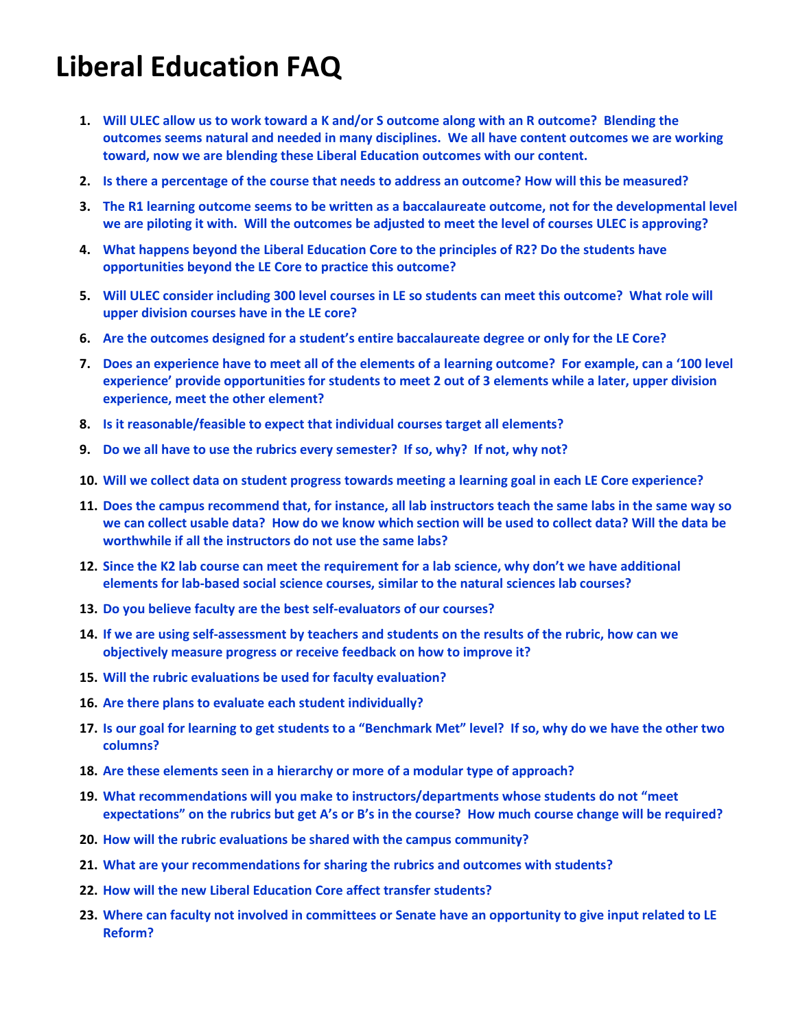# Liberal Education FAQ

1. **Will ULEC allow us to work toward a K and/or S outcome along with an R outcome? Blending the outcomes seems natural and needed in many disciplines. We all have content outcomes we are working toward, now we are blending these Liberal Education outcomes with our content.**
2. **Is there a percentage of the course that needs to address an outcome? How will this be measured?**
3. **The R1 learning outcome seems to be written as a baccalaureate outcome, not for the developmental level we are piloting it with. Will the outcomes be adjusted to meet the level of courses ULEC is approving?**
4. **What happens beyond the Liberal Education Core to the principles of R2? Do the students have opportunities beyond the LE Core to practice this outcome?**
5. **Will ULEC consider including 300 level courses in LE so students can meet this outcome? What role will upper division courses have in the LE core?**
6. **Are the outcomes designed for a student's entire baccalaureate degree or only for the LE Core?**
7. **Does an experience have to meet all of the elements of a learning outcome? For example, can a '100 level experience' provide opportunities for students to meet 2 out of 3 elements while a later, upper division experience, meet the other element?**
8. **Is it reasonable/feasible to expect that individual courses target all elements?**
9. **Do we all have to use the rubrics every semester? If so, why? If not, why not?**
10. **Will we collect data on student progress towards meeting a learning goal in each LE Core experience?**
11. **Does the campus recommend that, for instance, all lab instructors teach the same labs in the same way so we can collect usable data? How do we know which section will be used to collect data? Will the data be worthwhile if all the instructors do not use the same labs?**
12. **Since the K2 lab course can meet the requirement for a lab science, why don't we have additional elements for lab-based social science courses, similar to the natural sciences lab courses?**
13. **Do you believe faculty are the best self-evaluators of our courses?**
14. **If we are using self-assessment by teachers and students on the results of the rubric, how can we objectively measure progress or receive feedback on how to improve it?**
15. **Will the rubric evaluations be used for faculty evaluation?**
16. **Are there plans to evaluate each student individually?**
17. **Is our goal for learning to get students to a "Benchmark Met" level? If so, why do we have the other two columns?**
18. **Are these elements seen in a hierarchy or more of a modular type of approach?**
19. **What recommendations will you make to instructors/departments whose students do not "meet expectations" on the rubrics but get A's or B's in the course? How much course change will be required?**
20. **How will the rubric evaluations be shared with the campus community?**
21. **What are your recommendations for sharing the rubrics and outcomes with students?**
22. **How will the new Liberal Education Core affect transfer students?**
23. **Where can faculty not involved in committees or Senate have an opportunity to give input related to LE Reform?**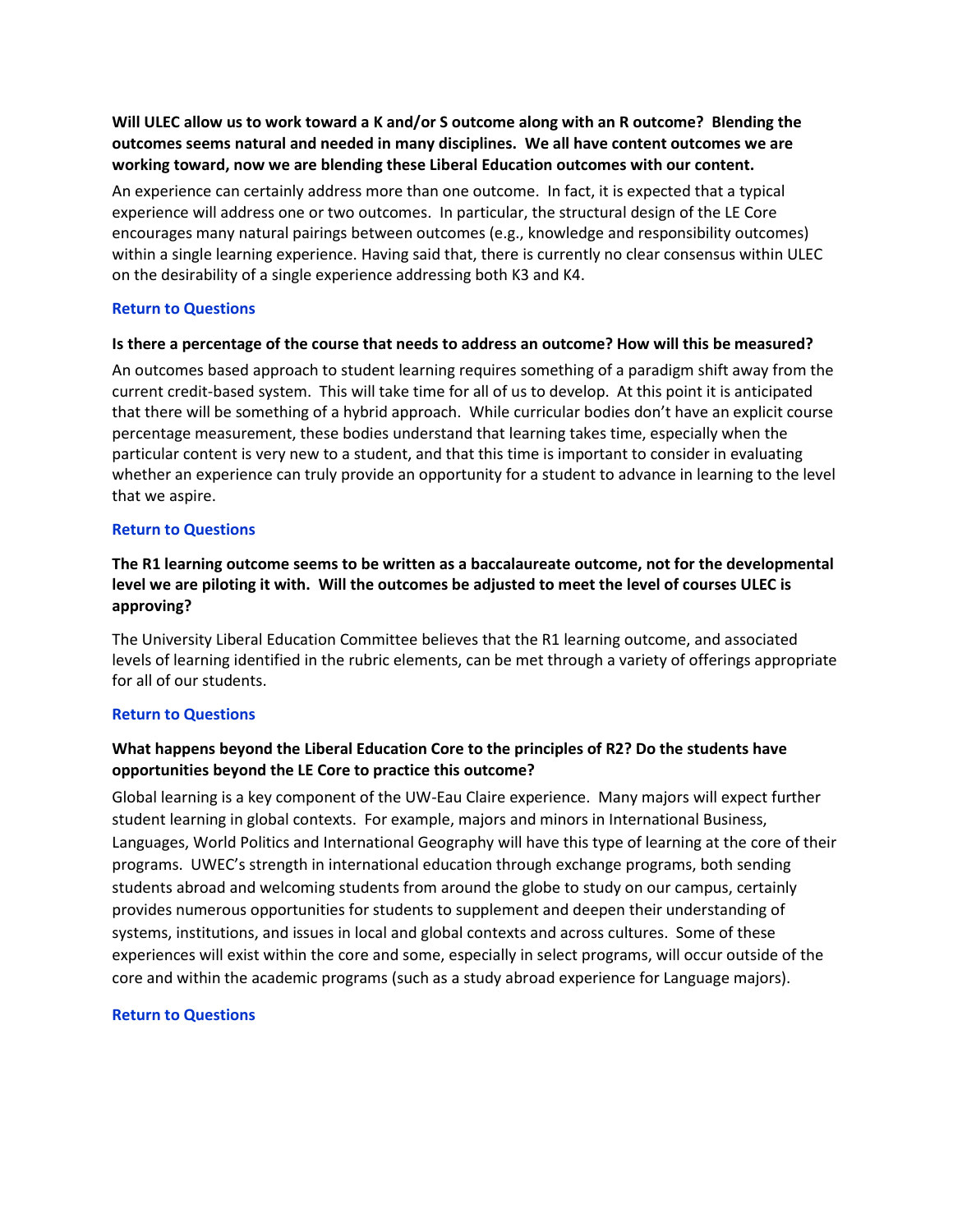**Will ULEC allow us to work toward a K and/or S outcome along with an R outcome? Blending the outcomes seems natural and needed in many disciplines. We all have content outcomes we are working toward, now we are blending these Liberal Education outcomes with our content.**

An experience can certainly address more than one outcome. In fact, it is expected that a typical experience will address one or two outcomes. In particular, the structural design of the LE Core encourages many natural pairings between outcomes (e.g., knowledge and responsibility outcomes) within a single learning experience. Having said that, there is currently no clear consensus within ULEC on the desirability of a single experience addressing both K3 and K4.

**Return to Questions**

**Is there a percentage of the course that needs to address an outcome? How will this be measured?**

An outcomes based approach to student learning requires something of a paradigm shift away from the current credit-based system. This will take time for all of us to develop. At this point it is anticipated that there will be something of a hybrid approach. While curricular bodies don't have an explicit course percentage measurement, these bodies understand that learning takes time, especially when the particular content is very new to a student, and that this time is important to consider in evaluating whether an experience can truly provide an opportunity for a student to advance in learning to the level that we aspire.

**Return to Questions**

**The R1 learning outcome seems to be written as a baccalaureate outcome, not for the developmental level we are piloting it with. Will the outcomes be adjusted to meet the level of courses ULEC is approving?**

The University Liberal Education Committee believes that the R1 learning outcome, and associated levels of learning identified in the rubric elements, can be met through a variety of offerings appropriate for all of our students.

**Return to Questions**

**What happens beyond the Liberal Education Core to the principles of R2? Do the students have opportunities beyond the LE Core to practice this outcome?**

Global learning is a key component of the UW-Eau Claire experience. Many majors will expect further student learning in global contexts. For example, majors and minors in International Business, Languages, World Politics and International Geography will have this type of learning at the core of their programs. UWEC's strength in international education through exchange programs, both sending students abroad and welcoming students from around the globe to study on our campus, certainly provides numerous opportunities for students to supplement and deepen their understanding of systems, institutions, and issues in local and global contexts and across cultures. Some of these experiences will exist within the core and some, especially in select programs, will occur outside of the core and within the academic programs (such as a study abroad experience for Language majors).

**Return to Questions**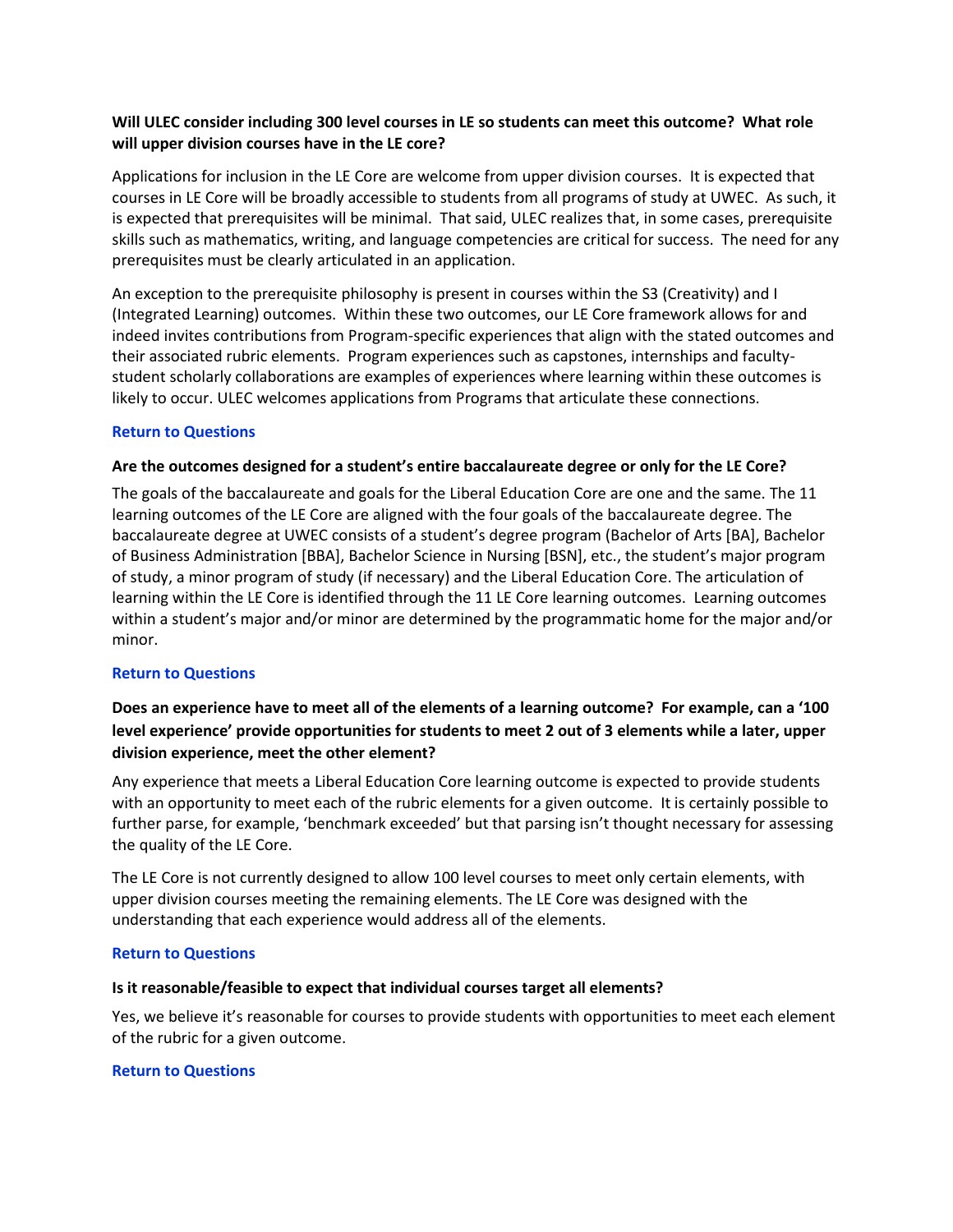**Will ULEC consider including 300 level courses in LE so students can meet this outcome? What role will upper division courses have in the LE core?**

Applications for inclusion in the LE Core are welcome from upper division courses. It is expected that courses in LE Core will be broadly accessible to students from all programs of study at UWEC. As such, it is expected that prerequisites will be minimal. That said, ULEC realizes that, in some cases, prerequisite skills such as mathematics, writing, and language competencies are critical for success. The need for any prerequisites must be clearly articulated in an application.

An exception to the prerequisite philosophy is present in courses within the S3 (Creativity) and I (Integrated Learning) outcomes. Within these two outcomes, our LE Core framework allows for and indeed invites contributions from Program-specific experiences that align with the stated outcomes and their associated rubric elements. Program experiences such as capstones, internships and faculty-student scholarly collaborations are examples of experiences where learning within these outcomes is likely to occur. ULEC welcomes applications from Programs that articulate these connections.

Return to Questions

**Are the outcomes designed for a student's entire baccalaureate degree or only for the LE Core?**

The goals of the baccalaureate and goals for the Liberal Education Core are one and the same. The 11 learning outcomes of the LE Core are aligned with the four goals of the baccalaureate degree. The baccalaureate degree at UWEC consists of a student's degree program (Bachelor of Arts [BA], Bachelor of Business Administration [BBA], Bachelor Science in Nursing [BSN], etc., the student's major program of study, a minor program of study (if necessary) and the Liberal Education Core. The articulation of learning within the LE Core is identified through the 11 LE Core learning outcomes. Learning outcomes within a student's major and/or minor are determined by the programmatic home for the major and/or minor.

Return to Questions

**Does an experience have to meet all of the elements of a learning outcome? For example, can a '100 level experience' provide opportunities for students to meet 2 out of 3 elements while a later, upper division experience, meet the other element?**

Any experience that meets a Liberal Education Core learning outcome is expected to provide students with an opportunity to meet each of the rubric elements for a given outcome. It is certainly possible to further parse, for example, 'benchmark exceeded' but that parsing isn't thought necessary for assessing the quality of the LE Core.

The LE Core is not currently designed to allow 100 level courses to meet only certain elements, with upper division courses meeting the remaining elements. The LE Core was designed with the understanding that each experience would address all of the elements.

Return to Questions

**Is it reasonable/feasible to expect that individual courses target all elements?**

Yes, we believe it's reasonable for courses to provide students with opportunities to meet each element of the rubric for a given outcome.

Return to Questions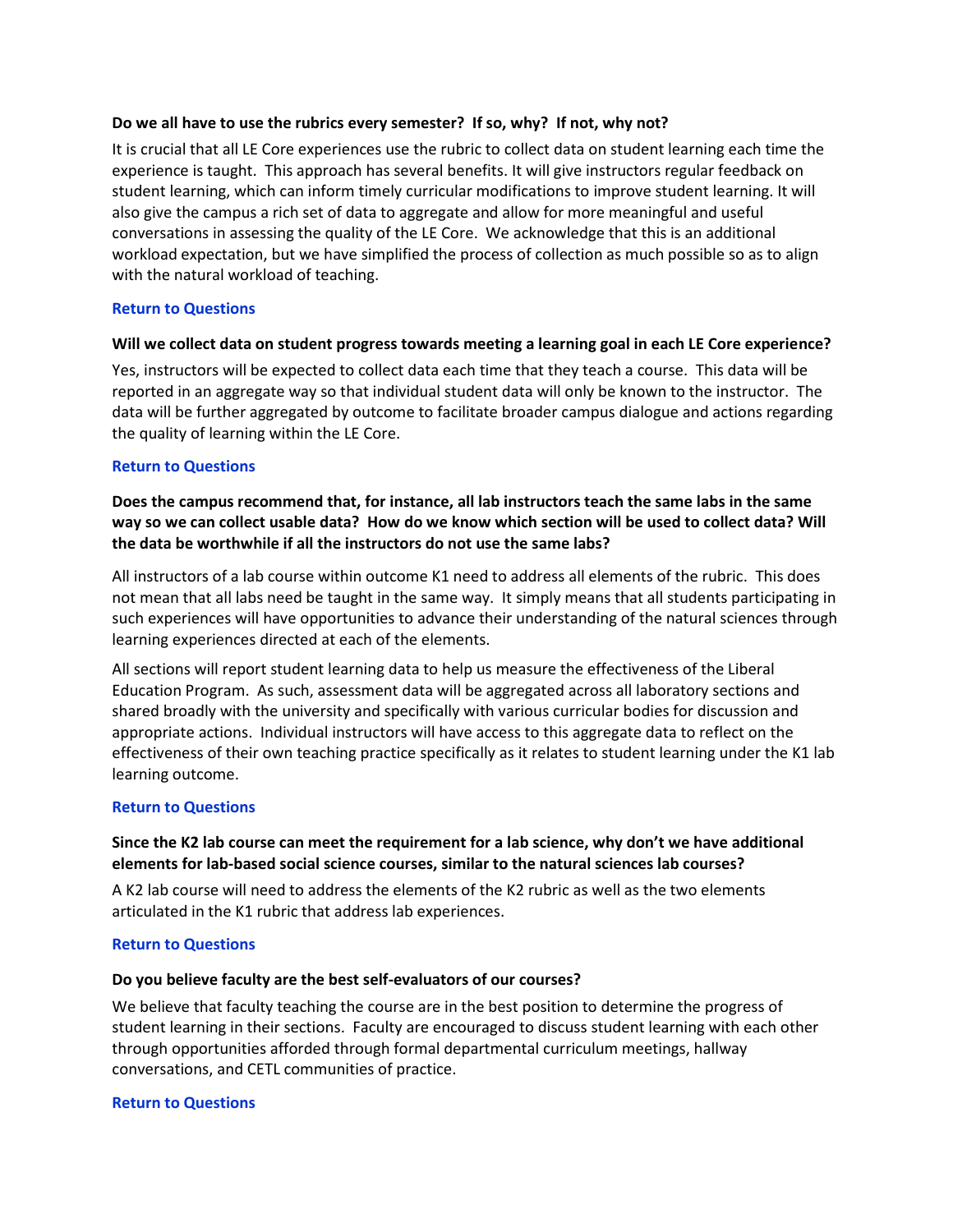**Do we all have to use the rubrics every semester? If so, why? If not, why not?**

It is crucial that all LE Core experiences use the rubric to collect data on student learning each time the experience is taught. This approach has several benefits. It will give instructors regular feedback on student learning, which can inform timely curricular modifications to improve student learning. It will also give the campus a rich set of data to aggregate and allow for more meaningful and useful conversations in assessing the quality of the LE Core. We acknowledge that this is an additional workload expectation, but we have simplified the process of collection as much possible so as to align with the natural workload of teaching.

**Return to Questions**

**Will we collect data on student progress towards meeting a learning goal in each LE Core experience?**

Yes, instructors will be expected to collect data each time that they teach a course. This data will be reported in an aggregate way so that individual student data will only be known to the instructor. The data will be further aggregated by outcome to facilitate broader campus dialogue and actions regarding the quality of learning within the LE Core.

**Return to Questions**

**Does the campus recommend that, for instance, all lab instructors teach the same labs in the same way so we can collect usable data? How do we know which section will be used to collect data? Will the data be worthwhile if all the instructors do not use the same labs?**

All instructors of a lab course within outcome K1 need to address all elements of the rubric. This does not mean that all labs need be taught in the same way. It simply means that all students participating in such experiences will have opportunities to advance their understanding of the natural sciences through learning experiences directed at each of the elements.

All sections will report student learning data to help us measure the effectiveness of the Liberal Education Program. As such, assessment data will be aggregated across all laboratory sections and shared broadly with the university and specifically with various curricular bodies for discussion and appropriate actions. Individual instructors will have access to this aggregate data to reflect on the effectiveness of their own teaching practice specifically as it relates to student learning under the K1 lab learning outcome.

**Return to Questions**

**Since the K2 lab course can meet the requirement for a lab science, why don't we have additional elements for lab-based social science courses, similar to the natural sciences lab courses?**

A K2 lab course will need to address the elements of the K2 rubric as well as the two elements articulated in the K1 rubric that address lab experiences.

**Return to Questions**

**Do you believe faculty are the best self-evaluators of our courses?**

We believe that faculty teaching the course are in the best position to determine the progress of student learning in their sections. Faculty are encouraged to discuss student learning with each other through opportunities afforded through formal departmental curriculum meetings, hallway conversations, and CETL communities of practice.

**Return to Questions**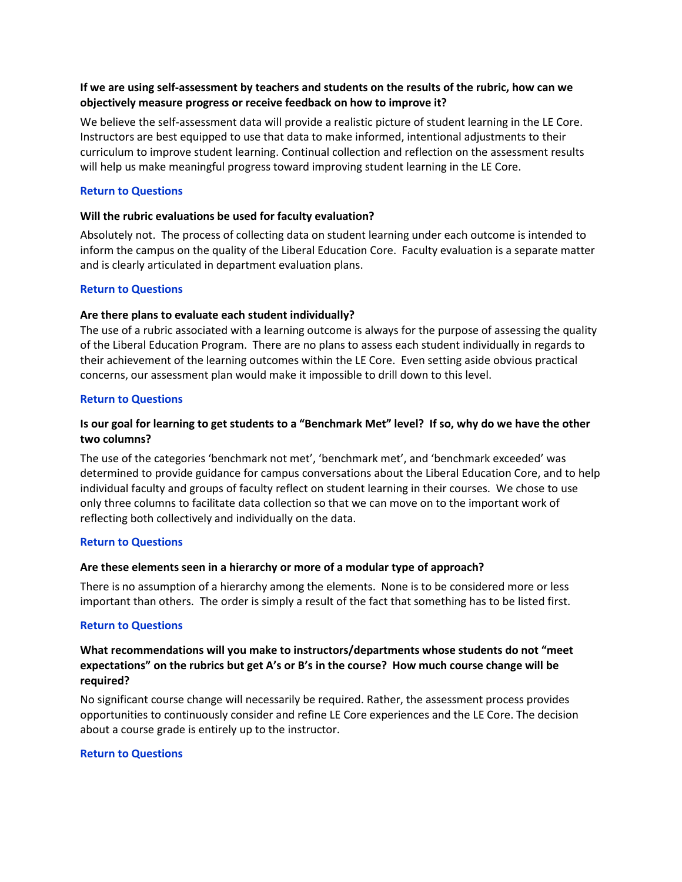**If we are using self-assessment by teachers and students on the results of the rubric, how can we objectively measure progress or receive feedback on how to improve it?**

We believe the self-assessment data will provide a realistic picture of student learning in the LE Core. Instructors are best equipped to use that data to make informed, intentional adjustments to their curriculum to improve student learning. Continual collection and reflection on the assessment results will help us make meaningful progress toward improving student learning in the LE Core.

**Return to Questions**

**Will the rubric evaluations be used for faculty evaluation?**

Absolutely not. The process of collecting data on student learning under each outcome is intended to inform the campus on the quality of the Liberal Education Core. Faculty evaluation is a separate matter and is clearly articulated in department evaluation plans.

**Return to Questions**

**Are there plans to evaluate each student individually?**

The use of a rubric associated with a learning outcome is always for the purpose of assessing the quality of the Liberal Education Program. There are no plans to assess each student individually in regards to their achievement of the learning outcomes within the LE Core. Even setting aside obvious practical concerns, our assessment plan would make it impossible to drill down to this level.

**Return to Questions**

**Is our goal for learning to get students to a "Benchmark Met" level? If so, why do we have the other two columns?**

The use of the categories 'benchmark not met', 'benchmark met', and 'benchmark exceeded' was determined to provide guidance for campus conversations about the Liberal Education Core, and to help individual faculty and groups of faculty reflect on student learning in their courses. We chose to use only three columns to facilitate data collection so that we can move on to the important work of reflecting both collectively and individually on the data.

**Return to Questions**

**Are these elements seen in a hierarchy or more of a modular type of approach?**

There is no assumption of a hierarchy among the elements. None is to be considered more or less important than others. The order is simply a result of the fact that something has to be listed first.

**Return to Questions**

**What recommendations will you make to instructors/departments whose students do not "meet expectations" on the rubrics but get A's or B's in the course? How much course change will be required?**

No significant course change will necessarily be required. Rather, the assessment process provides opportunities to continuously consider and refine LE Core experiences and the LE Core. The decision about a course grade is entirely up to the instructor.

**Return to Questions**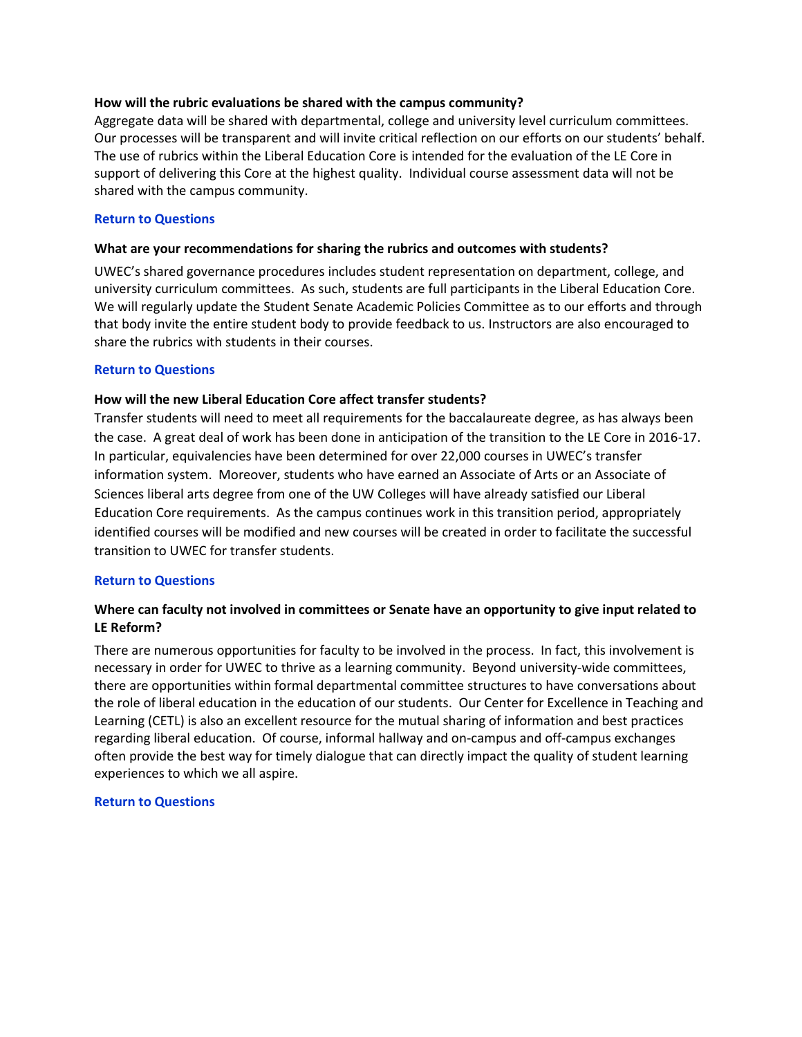**How will the rubric evaluations be shared with the campus community?**

Aggregate data will be shared with departmental, college and university level curriculum committees. Our processes will be transparent and will invite critical reflection on our efforts on our students' behalf. The use of rubrics within the Liberal Education Core is intended for the evaluation of the LE Core in support of delivering this Core at the highest quality. Individual course assessment data will not be shared with the campus community.

**Return to Questions**

**What are your recommendations for sharing the rubrics and outcomes with students?**

UWEC's shared governance procedures includes student representation on department, college, and university curriculum committees. As such, students are full participants in the Liberal Education Core. We will regularly update the Student Senate Academic Policies Committee as to our efforts and through that body invite the entire student body to provide feedback to us. Instructors are also encouraged to share the rubrics with students in their courses.

**Return to Questions**

**How will the new Liberal Education Core affect transfer students?**

Transfer students will need to meet all requirements for the baccalaureate degree, as has always been the case. A great deal of work has been done in anticipation of the transition to the LE Core in 2016-17. In particular, equivalencies have been determined for over 22,000 courses in UWEC's transfer information system. Moreover, students who have earned an Associate of Arts or an Associate of Sciences liberal arts degree from one of the UW Colleges will have already satisfied our Liberal Education Core requirements. As the campus continues work in this transition period, appropriately identified courses will be modified and new courses will be created in order to facilitate the successful transition to UWEC for transfer students.

**Return to Questions**

**Where can faculty not involved in committees or Senate have an opportunity to give input related to LE Reform?**

There are numerous opportunities for faculty to be involved in the process. In fact, this involvement is necessary in order for UWEC to thrive as a learning community. Beyond university-wide committees, there are opportunities within formal departmental committee structures to have conversations about the role of liberal education in the education of our students. Our Center for Excellence in Teaching and Learning (CETL) is also an excellent resource for the mutual sharing of information and best practices regarding liberal education. Of course, informal hallway and on-campus and off-campus exchanges often provide the best way for timely dialogue that can directly impact the quality of student learning experiences to which we all aspire.

**Return to Questions**